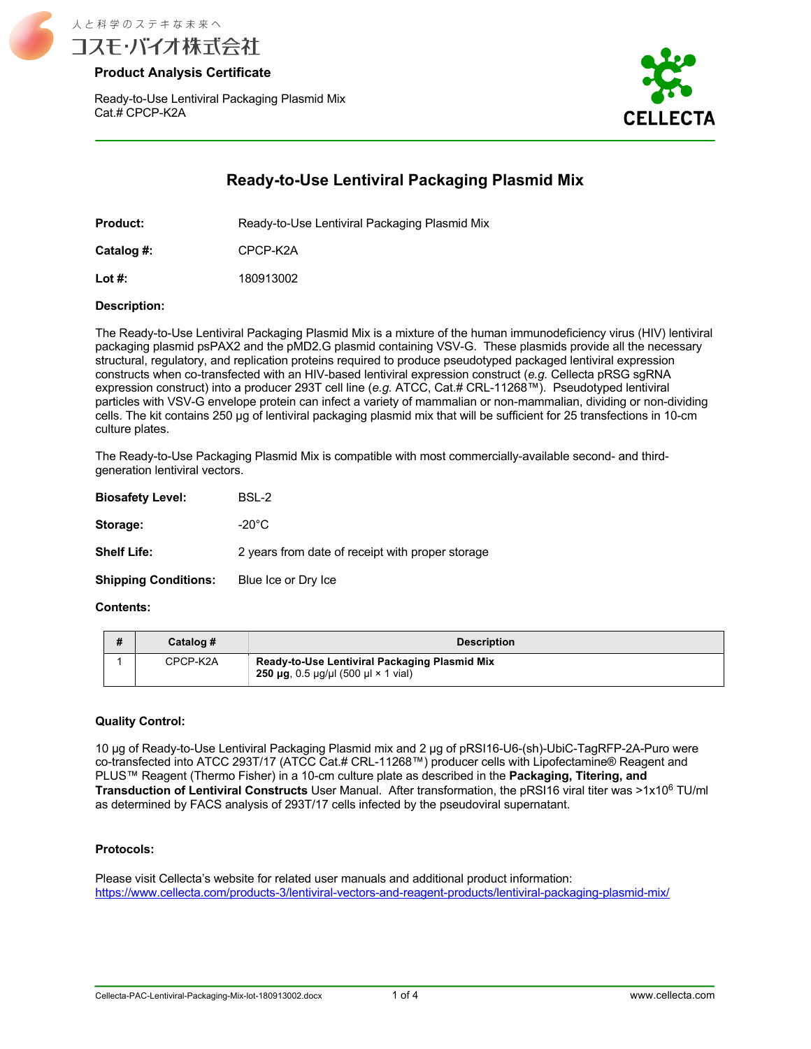人と科学のステキな未来へ
コスモ・バイオ株式会社

**Product Analysis Certificate**

Ready-to-Use Lentiviral Packaging Plasmid Mix
Cat.# CPCP-K2A

CELLECTA

# Ready-to-Use Lentiviral Packaging Plasmid Mix

**Product:** Ready-to-Use Lentiviral Packaging Plasmid Mix

**Catalog #:** CPCP-K2A

**Lot #:** 180913002

**Description:**

The Ready-to-Use Lentiviral Packaging Plasmid Mix is a mixture of the human immunodeficiency virus (HIV) lentiviral packaging plasmid psPAX2 and the pMD2.G plasmid containing VSV-G. These plasmids provide all the necessary structural, regulatory, and replication proteins required to produce pseudotyped packaged lentiviral expression constructs when co-transfected with an HIV-based lentiviral expression construct (*e.g.* Cellecta pRSG sgRNA expression construct) into a producer 293T cell line (*e.g.* ATCC, Cat.# CRL-11268™). Pseudotyped lentiviral particles with VSV-G envelope protein can infect a variety of mammalian or non-mammalian, dividing or non-dividing cells. The kit contains 250 µg of lentiviral packaging plasmid mix that will be sufficient for 25 transfections in 10-cm culture plates.

The Ready-to-Use Packaging Plasmid Mix is compatible with most commercially-available second- and third-generation lentiviral vectors.

**Biosafety Level:** BSL-2

**Storage:** -20°C

**Shelf Life:** 2 years from date of receipt with proper storage

**Shipping Conditions:** Blue Ice or Dry Ice

**Contents:**

| # | Catalog # | Description |
|---|---|---|
| 1 | CPCP-K2A | **Ready-to-Use Lentiviral Packaging Plasmid Mix**<br>**250 µg**, 0.5 µg/µl (500 µl × 1 vial) |

**Quality Control:**

10 µg of Ready-to-Use Lentiviral Packaging Plasmid mix and 2 µg of pRSI16-U6-(sh)-UbiC-TagRFP-2A-Puro were co-transfected into ATCC 293T/17 (ATCC Cat.# CRL-11268™) producer cells with Lipofectamine® Reagent and PLUS™ Reagent (Thermo Fisher) in a 10-cm culture plate as described in the **Packaging, Titering, and Transduction of Lentiviral Constructs** User Manual. After transformation, the pRSI16 viral titer was $>1 \times 10^6$ TU/ml as determined by FACS analysis of 293T/17 cells infected by the pseudoviral supernatant.

**Protocols:**

Please visit Cellecta's website for related user manuals and additional product information:
https://www.cellecta.com/products-3/lentiviral-vectors-and-reagent-products/lentiviral-packaging-plasmid-mix/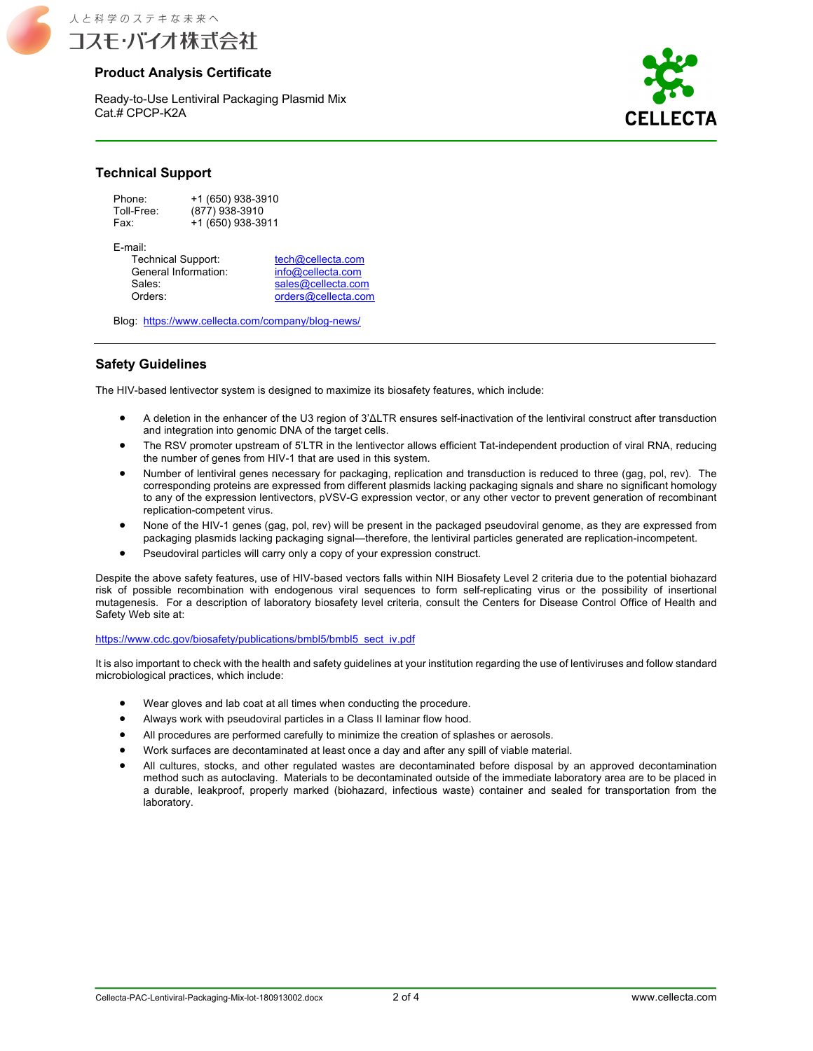# Product Analysis Certificate

Ready-to-Use Lentiviral Packaging Plasmid Mix
Cat.# CPCP-K2A

## Technical Support

Phone: +1 (650) 938-3910
Toll-Free: (877) 938-3910
Fax: +1 (650) 938-3911

E-mail:
- Technical Support: tech@cellecta.com
- General Information: info@cellecta.com
- Sales: sales@cellecta.com
- Orders: orders@cellecta.com

Blog: https://www.cellecta.com/company/blog-news/

## Safety Guidelines

The HIV-based lentivector system is designed to maximize its biosafety features, which include:

- A deletion in the enhancer of the U3 region of 3'ΔLTR ensures self-inactivation of the lentiviral construct after transduction and integration into genomic DNA of the target cells.
- The RSV promoter upstream of 5'LTR in the lentivector allows efficient Tat-independent production of viral RNA, reducing the number of genes from HIV-1 that are used in this system.
- Number of lentiviral genes necessary for packaging, replication and transduction is reduced to three (gag, pol, rev). The corresponding proteins are expressed from different plasmids lacking packaging signals and share no significant homology to any of the expression lentivectors, pVSV-G expression vector, or any other vector to prevent generation of recombinant replication-competent virus.
- None of the HIV-1 genes (gag, pol, rev) will be present in the packaged pseudoviral genome, as they are expressed from packaging plasmids lacking packaging signal—therefore, the lentiviral particles generated are replication-incompetent.
- Pseudoviral particles will carry only a copy of your expression construct.

Despite the above safety features, use of HIV-based vectors falls within NIH Biosafety Level 2 criteria due to the potential biohazard risk of possible recombination with endogenous viral sequences to form self-replicating virus or the possibility of insertional mutagenesis. For a description of laboratory biosafety level criteria, consult the Centers for Disease Control Office of Health and Safety Web site at:

https://www.cdc.gov/biosafety/publications/bmbl5/bmbl5_sect_iv.pdf

It is also important to check with the health and safety guidelines at your institution regarding the use of lentiviruses and follow standard microbiological practices, which include:

- Wear gloves and lab coat at all times when conducting the procedure.
- Always work with pseudoviral particles in a Class II laminar flow hood.
- All procedures are performed carefully to minimize the creation of splashes or aerosols.
- Work surfaces are decontaminated at least once a day and after any spill of viable material.
- All cultures, stocks, and other regulated wastes are decontaminated before disposal by an approved decontamination method such as autoclaving. Materials to be decontaminated outside of the immediate laboratory area are to be placed in a durable, leakproof, properly marked (biohazard, infectious waste) container and sealed for transportation from the laboratory.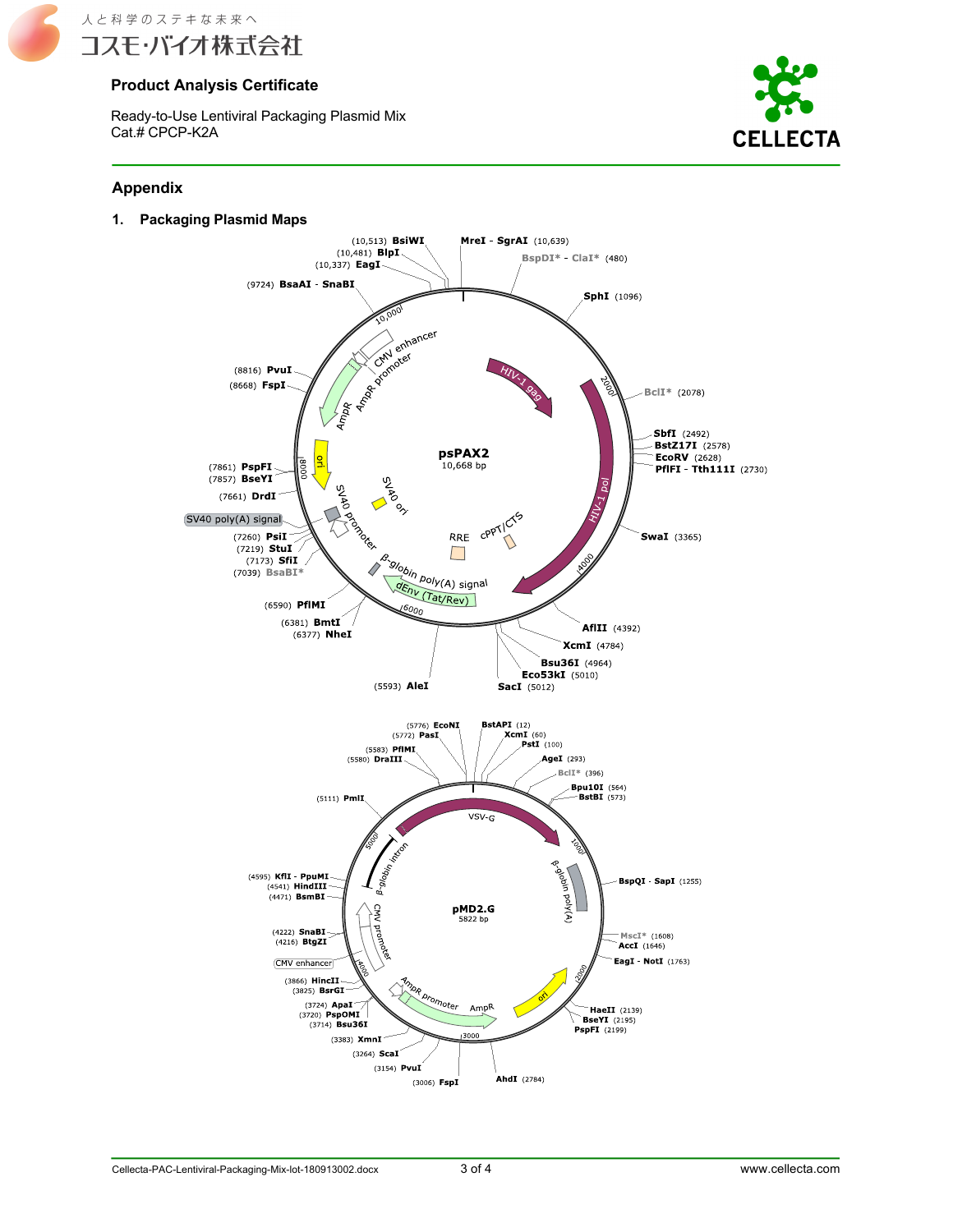## Product Analysis Certificate

Ready-to-Use Lentiviral Packaging Plasmid Mix
Cat.# CPCP-K2A

## Appendix

### 1. Packaging Plasmid Maps

psPAX2
10,668 bp

(10,513) BsiWI
(10,481) BlpI
(10,337) EagI
MreI - SgrAI (10,639)
BspDI* - ClaI* (480)
(9724) BsaAI - SnaBI
SphI (1096)
BclI* (2078)
(8816) PvuI
(8668) FspI
SbfI (2492)
BstZ17I (2578)
EcoRV (2628)
PflFI - Tth111I (2730)
(7861) PspFI
(7857) BseYI
(7661) DrdI
SV40 poly(A) signal
SwaI (3365)
(7260) PsiI
(7219) StuI
(7173) SfiI
(7039) BsaBI*
(6590) PflMI
(6381) BmtI
(6377) NheI
AflII (4392)
XcmI (4784)
Bsu36I (4964)
Eco53kI (5010)
SacI (5012)
(5593) AleI

CMV enhancer, CMV promoter, AmpR promoter, AmpR, ori, SV40 promoter, SV40 ori, HIV-1 gag, HIV-1 pol, RRE, cPPT/CTS, β-globin poly(A) signal, dEnv (Tat/Rev)

pMD2.G
5822 bp

(5776) EcoNI
(5772) PasI
(5583) PflMI
(5580) DraIII
BstAPI (12)
XcmI (60)
PstI (100)
AgeI (293)
BclI* (396)
Bpu10I (564)
BstBI (573)
(5111) PmlI
(4595) KflI - PpuMI
(4541) HindIII
(4471) BsmBI
BspQI - SapI (1255)
(4222) SnaBI
(4216) BtgZI
CMV enhancer
MscI* (1608)
AccI (1646)
EagI - NotI (1763)
(3866) HincII
(3825) BsrGI
(3724) ApaI
(3720) PspOMI
(3714) Bsu36I
HaeII (2139)
BseYI (2195)
PspFI (2199)
(3383) XmnI
(3264) ScaI
(3154) PvuI
(3006) FspI
AhdI (2784)

VSV-G, β-globin intron, β-globin poly(A), CMV promoter, AmpR promoter, AmpR, ori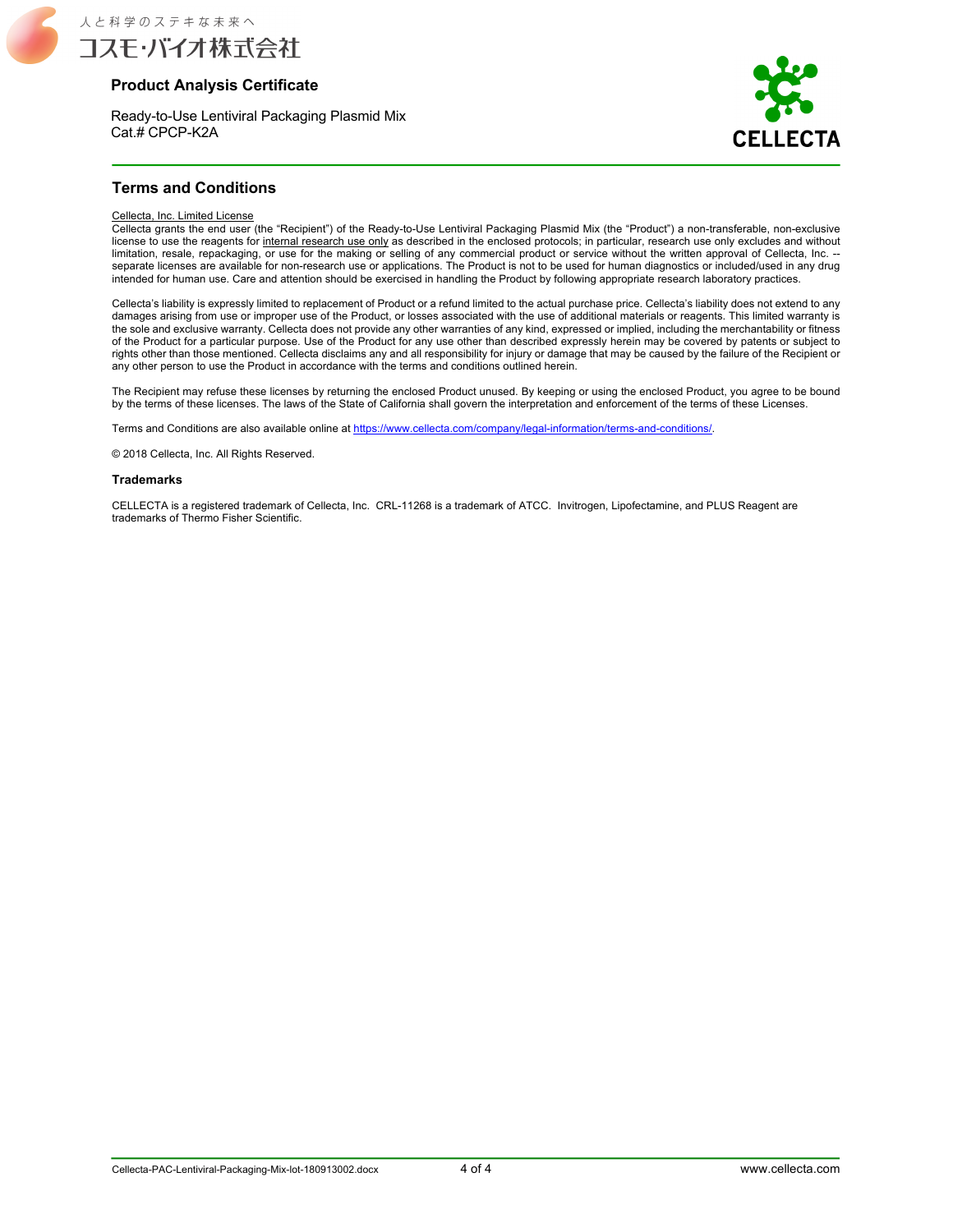## Terms and Conditions

Cellecta, Inc. Limited License

Cellecta grants the end user (the "Recipient") of the Ready-to-Use Lentiviral Packaging Plasmid Mix (the "Product") a non-transferable, non-exclusive license to use the reagents for internal research use only as described in the enclosed protocols; in particular, research use only excludes and without limitation, resale, repackaging, or use for the making or selling of any commercial product or service without the written approval of Cellecta, Inc. -- separate licenses are available for non-research use or applications. The Product is not to be used for human diagnostics or included/used in any drug intended for human use. Care and attention should be exercised in handling the Product by following appropriate research laboratory practices.

Cellecta's liability is expressly limited to replacement of Product or a refund limited to the actual purchase price. Cellecta's liability does not extend to any damages arising from use or improper use of the Product, or losses associated with the use of additional materials or reagents. This limited warranty is the sole and exclusive warranty. Cellecta does not provide any other warranties of any kind, expressed or implied, including the merchantability or fitness of the Product for a particular purpose. Use of the Product for any use other than described expressly herein may be covered by patents or subject to rights other than those mentioned. Cellecta disclaims any and all responsibility for injury or damage that may be caused by the failure of the Recipient or any other person to use the Product in accordance with the terms and conditions outlined herein.

The Recipient may refuse these licenses by returning the enclosed Product unused. By keeping or using the enclosed Product, you agree to be bound by the terms of these licenses. The laws of the State of California shall govern the interpretation and enforcement of the terms of these Licenses.

Terms and Conditions are also available online at https://www.cellecta.com/company/legal-information/terms-and-conditions/.

© 2018 Cellecta, Inc. All Rights Reserved.

### Trademarks

CELLECTA is a registered trademark of Cellecta, Inc. CRL-11268 is a trademark of ATCC. Invitrogen, Lipofectamine, and PLUS Reagent are trademarks of Thermo Fisher Scientific.